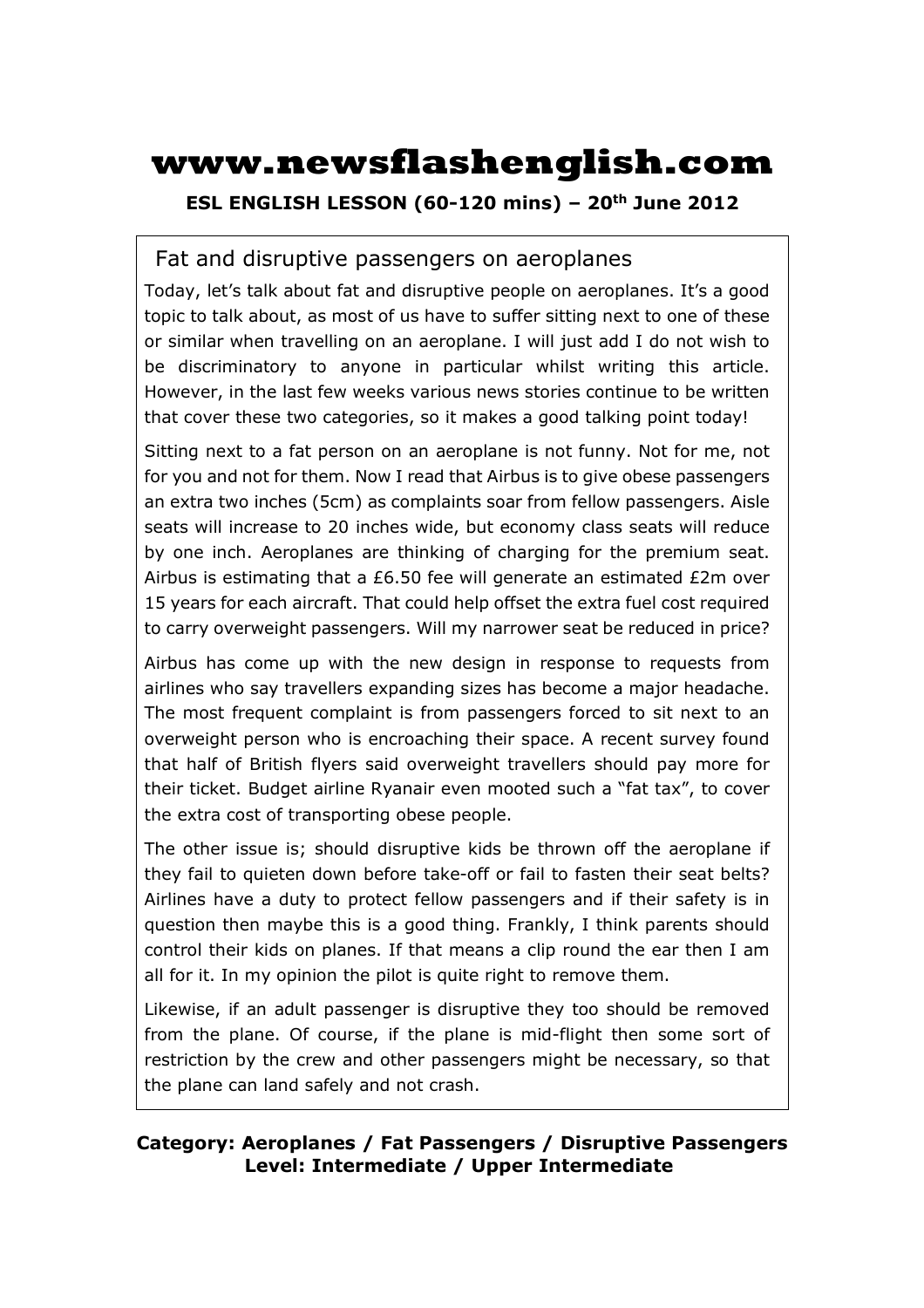# www.newsflashenglish.com

**ESL ENGLISH LESSON (60-120 mins) – 20th June 2012**

## Fat and disruptive passengers on aeroplanes

Today, let's talk about fat and disruptive people on aeroplanes. It's a good topic to talk about, as most of us have to suffer sitting next to one of these or similar when travelling on an aeroplane. I will just add I do not wish to be discriminatory to anyone in particular whilst writing this article. However, in the last few weeks various news stories continue to be written that cover these two categories, so it makes a good talking point today!

Sitting next to a fat person on an aeroplane is not funny. Not for me, not for you and not for them. Now I read that Airbus is to give obese passengers an extra two inches (5cm) as complaints soar from fellow passengers. Aisle seats will increase to 20 inches wide, but economy class seats will reduce by one inch. Aeroplanes are thinking of charging for the premium seat. Airbus is estimating that a £6.50 fee will generate an estimated £2m over 15 years for each aircraft. That could help offset the extra fuel cost required to carry overweight passengers. Will my narrower seat be reduced in price?

Airbus has come up with the new design in response to requests from airlines who say travellers expanding sizes has become a major headache. The most frequent complaint is from passengers forced to sit next to an overweight person who is encroaching their space. A recent survey found that half of British flyers said overweight travellers should pay more for their ticket. Budget airline Ryanair even mooted such a "fat tax", to cover the extra cost of transporting obese people.

The other issue is; should disruptive kids be thrown off the aeroplane if they fail to quieten down before take-off or fail to fasten their seat belts? Airlines have a duty to protect fellow passengers and if their safety is in question then maybe this is a good thing. Frankly, I think parents should control their kids on planes. If that means a clip round the ear then I am all for it. In my opinion the pilot is quite right to remove them.

Likewise, if an adult passenger is disruptive they too should be removed from the plane. Of course, if the plane is mid-flight then some sort of restriction by the crew and other passengers might be necessary, so that the plane can land safely and not crash.

**Category: Aeroplanes / Fat Passengers / Disruptive Passengers**
**Level: Intermediate / Upper Intermediate**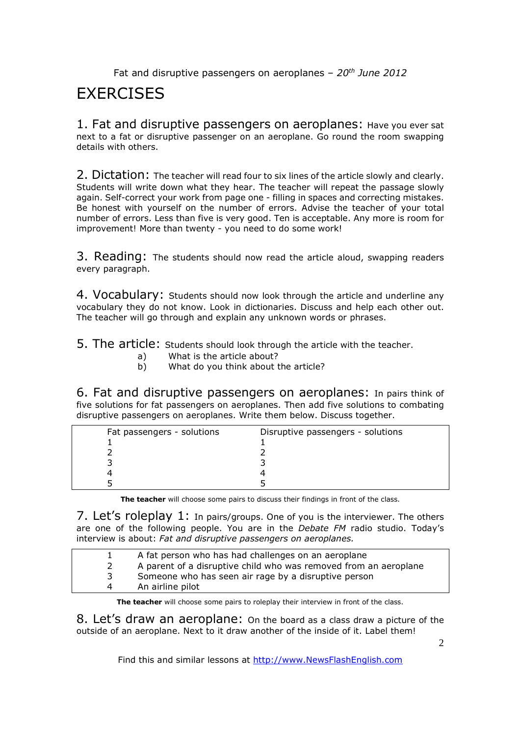# EXERCISES

**1. Fat and disruptive passengers on aeroplanes:** Have you ever sat next to a fat or disruptive passenger on an aeroplane. Go round the room swapping details with others.

**2. Dictation:** The teacher will read four to six lines of the article slowly and clearly. Students will write down what they hear. The teacher will repeat the passage slowly again. Self-correct your work from page one - filling in spaces and correcting mistakes. Be honest with yourself on the number of errors. Advise the teacher of your total number of errors. Less than five is very good. Ten is acceptable. Any more is room for improvement! More than twenty - you need to do some work!

**3. Reading:** The students should now read the article aloud, swapping readers every paragraph.

**4. Vocabulary:** Students should now look through the article and underline any vocabulary they do not know. Look in dictionaries. Discuss and help each other out. The teacher will go through and explain any unknown words or phrases.

**5. The article:** Students should look through the article with the teacher.

- a) What is the article about?
- b) What do you think about the article?

**6. Fat and disruptive passengers on aeroplanes:** In pairs think of five solutions for fat passengers on aeroplanes. Then add five solutions to combating disruptive passengers on aeroplanes. Write them below. Discuss together.

| Fat passengers - solutions | Disruptive passengers - solutions |
|---|---|
| 1 | 1 |
| 2 | 2 |
| 3 | 3 |
| 4 | 4 |
| 5 | 5 |

**The teacher** will choose some pairs to discuss their findings in front of the class.

**7. Let's roleplay 1:** In pairs/groups. One of you is the interviewer. The others are one of the following people. You are in the *Debate FM* radio studio. Today's interview is about: *Fat and disruptive passengers on aeroplanes.*

| | |
|---|---|
| 1 | A fat person who has had challenges on an aeroplane |
| 2 | A parent of a disruptive child who was removed from an aeroplane |
| 3 | Someone who has seen air rage by a disruptive person |
| 4 | An airline pilot |

**The teacher** will choose some pairs to roleplay their interview in front of the class.

**8. Let's draw an aeroplane:** On the board as a class draw a picture of the outside of an aeroplane. Next to it draw another of the inside of it. Label them!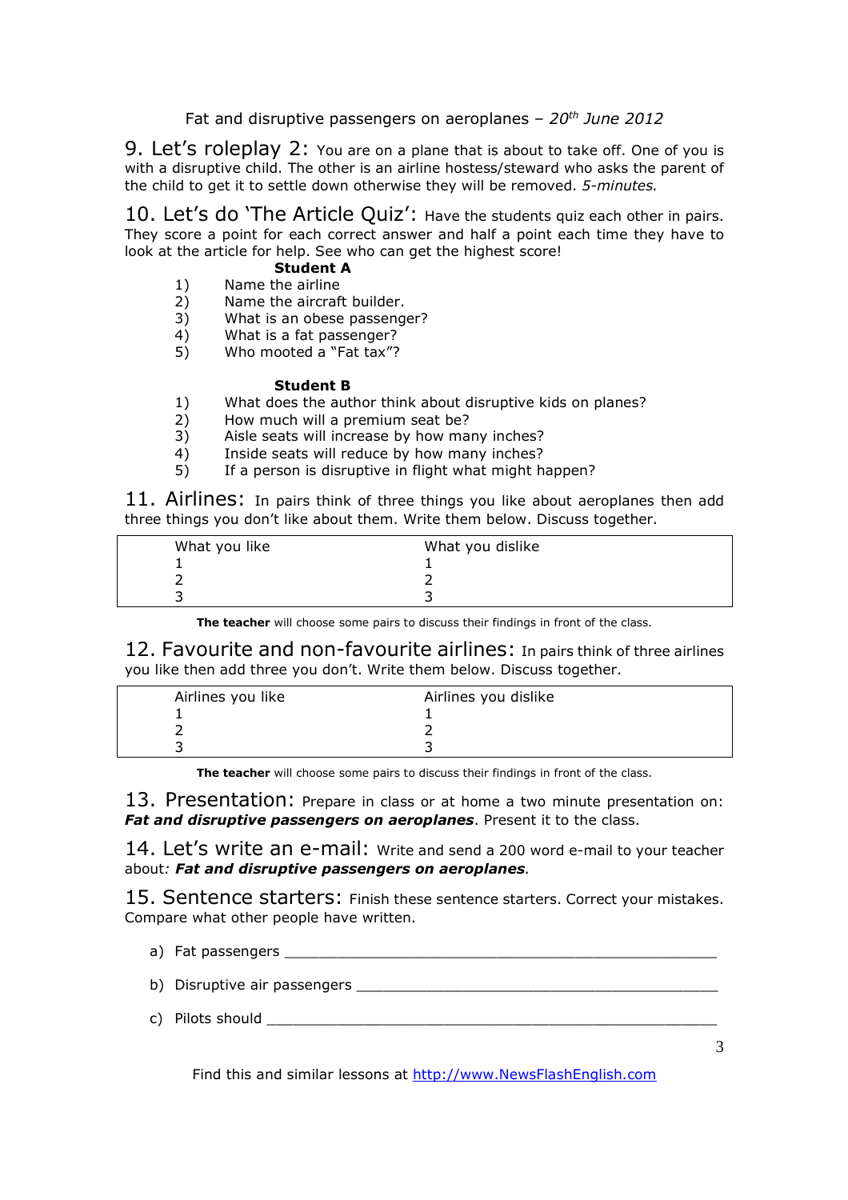## 9. Let's roleplay 2:

You are on a plane that is about to take off. One of you is with a disruptive child. The other is an airline hostess/steward who asks the parent of the child to get it to settle down otherwise they will be removed. *5-minutes.*

## 10. Let's do 'The Article Quiz':

Have the students quiz each other in pairs. They score a point for each correct answer and half a point each time they have to look at the article for help. See who can get the highest score!

**Student A**

1) Name the airline
2) Name the aircraft builder.
3) What is an obese passenger?
4) What is a fat passenger?
5) Who mooted a "Fat tax"?

**Student B**

1) What does the author think about disruptive kids on planes?
2) How much will a premium seat be?
3) Aisle seats will increase by how many inches?
4) Inside seats will reduce by how many inches?
5) If a person is disruptive in flight what might happen?

## 11. Airlines:

In pairs think of three things you like about aeroplanes then add three things you don't like about them. Write them below. Discuss together.

| What you like | What you dislike |
|---|---|
| 1 | 1 |
| 2 | 2 |
| 3 | 3 |

**The teacher** will choose some pairs to discuss their findings in front of the class.

## 12. Favourite and non-favourite airlines:

In pairs think of three airlines you like then add three you don't. Write them below. Discuss together.

| Airlines you like | Airlines you dislike |
|---|---|
| 1 | 1 |
| 2 | 2 |
| 3 | 3 |

**The teacher** will choose some pairs to discuss their findings in front of the class.

## 13. Presentation:

Prepare in class or at home a two minute presentation on: ***Fat and disruptive passengers on aeroplanes***. Present it to the class.

## 14. Let's write an e-mail:

Write and send a 200 word e-mail to your teacher about*:* ***Fat and disruptive passengers on aeroplanes****.*

## 15. Sentence starters:

Finish these sentence starters. Correct your mistakes. Compare what other people have written.

a) Fat passengers ___________________________________________________

b) Disruptive air passengers ____________________________________________

c) Pilots should _____________________________________________________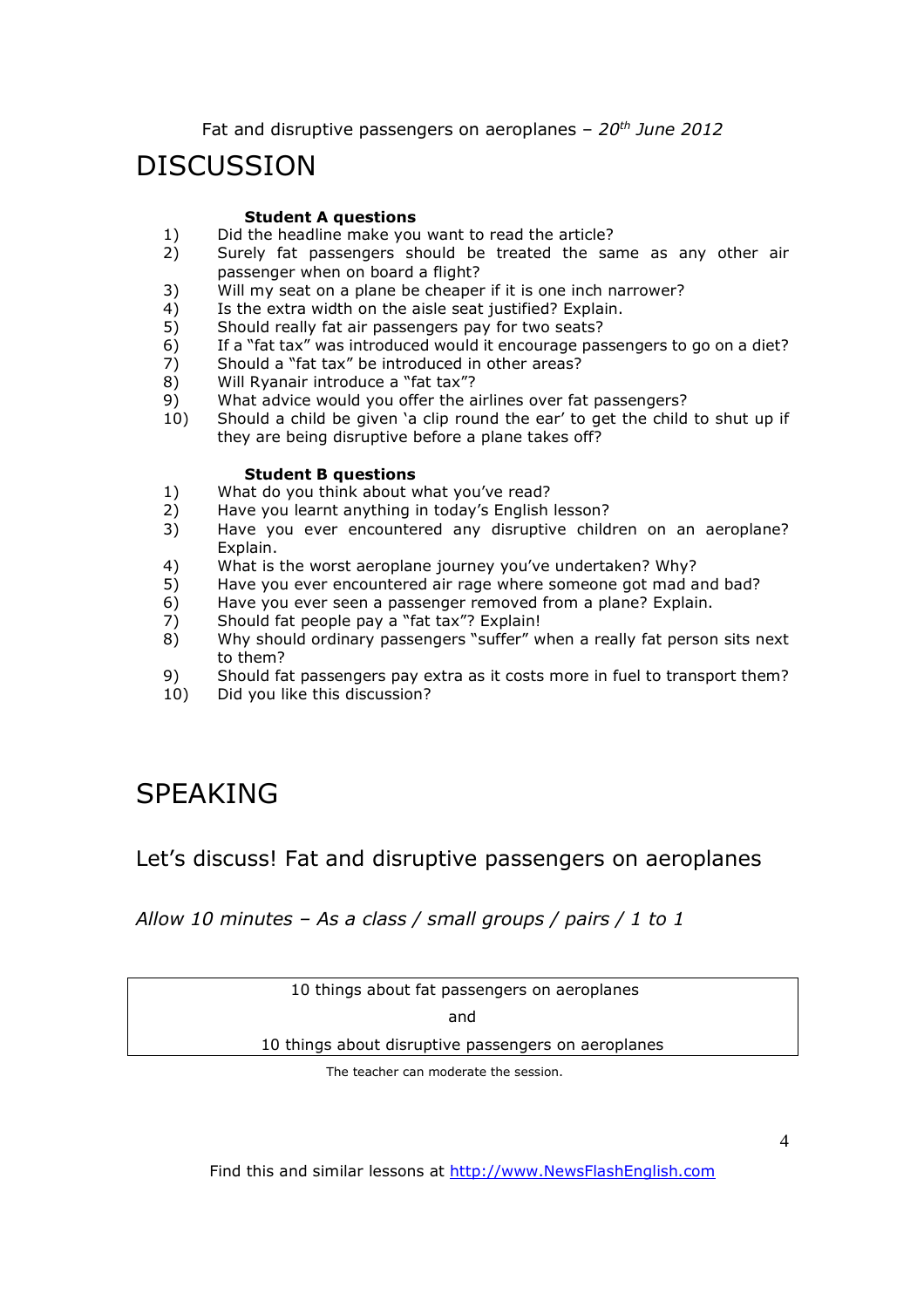# DISCUSSION

**Student A questions**

1) Did the headline make you want to read the article?
2) Surely fat passengers should be treated the same as any other air passenger when on board a flight?
3) Will my seat on a plane be cheaper if it is one inch narrower?
4) Is the extra width on the aisle seat justified? Explain.
5) Should really fat air passengers pay for two seats?
6) If a "fat tax" was introduced would it encourage passengers to go on a diet?
7) Should a "fat tax" be introduced in other areas?
8) Will Ryanair introduce a "fat tax"?
9) What advice would you offer the airlines over fat passengers?
10) Should a child be given 'a clip round the ear' to get the child to shut up if they are being disruptive before a plane takes off?

**Student B questions**

1) What do you think about what you've read?
2) Have you learnt anything in today's English lesson?
3) Have you ever encountered any disruptive children on an aeroplane? Explain.
4) What is the worst aeroplane journey you've undertaken? Why?
5) Have you ever encountered air rage where someone got mad and bad?
6) Have you ever seen a passenger removed from a plane? Explain.
7) Should fat people pay a "fat tax"? Explain!
8) Why should ordinary passengers "suffer" when a really fat person sits next to them?
9) Should fat passengers pay extra as it costs more in fuel to transport them?
10) Did you like this discussion?

# SPEAKING

## Let's discuss! Fat and disruptive passengers on aeroplanes

*Allow 10 minutes – As a class / small groups / pairs / 1 to 1*

| 10 things about fat passengers on aeroplanes<br>and<br>10 things about disruptive passengers on aeroplanes |
|---|

The teacher can moderate the session.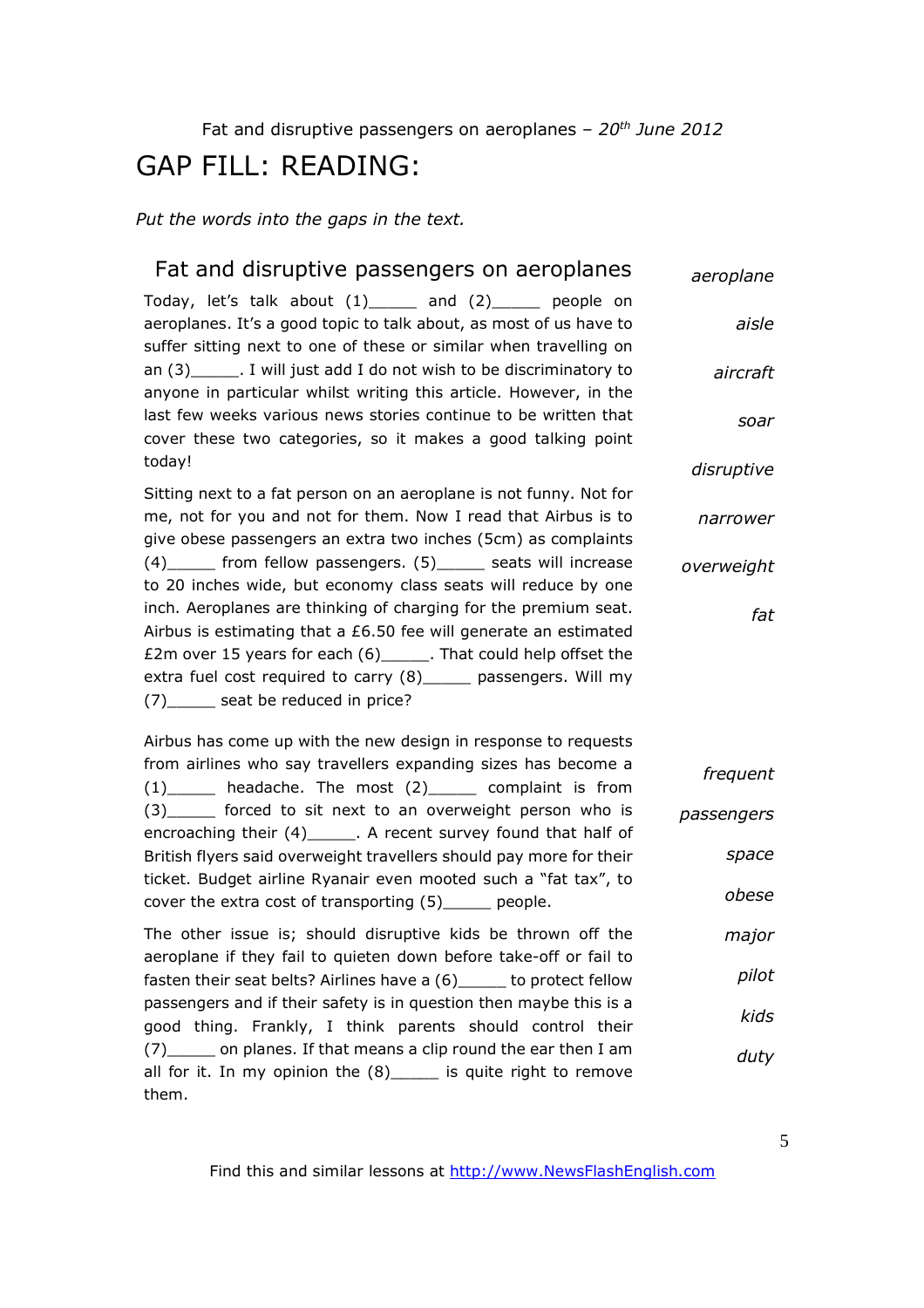Fat and disruptive passengers on aeroplanes – *20th June 2012*

# GAP FILL: READING:

*Put the words into the gaps in the text.*

## Fat and disruptive passengers on aeroplanes

*aeroplane*
*aisle*
*aircraft*
*soar*
*disruptive*
*narrower*
*overweight*
*fat*

Today, let's talk about (1)_____ and (2)_____ people on aeroplanes. It's a good topic to talk about, as most of us have to suffer sitting next to one of these or similar when travelling on an (3)_____. I will just add I do not wish to be discriminatory to anyone in particular whilst writing this article. However, in the last few weeks various news stories continue to be written that cover these two categories, so it makes a good talking point today!

Sitting next to a fat person on an aeroplane is not funny. Not for me, not for you and not for them. Now I read that Airbus is to give obese passengers an extra two inches (5cm) as complaints (4)_____ from fellow passengers. (5)_____ seats will increase to 20 inches wide, but economy class seats will reduce by one inch. Aeroplanes are thinking of charging for the premium seat. Airbus is estimating that a £6.50 fee will generate an estimated £2m over 15 years for each (6)_____. That could help offset the extra fuel cost required to carry (8)_____ passengers. Will my (7)_____ seat be reduced in price?

*frequent*
*passengers*
*space*
*obese*
*major*
*pilot*
*kids*
*duty*

Airbus has come up with the new design in response to requests from airlines who say travellers expanding sizes has become a (1)_____ headache. The most (2)_____ complaint is from (3)_____ forced to sit next to an overweight person who is encroaching their (4)_____. A recent survey found that half of British flyers said overweight travellers should pay more for their ticket. Budget airline Ryanair even mooted such a "fat tax", to cover the extra cost of transporting (5)_____ people.

The other issue is; should disruptive kids be thrown off the aeroplane if they fail to quieten down before take-off or fail to fasten their seat belts? Airlines have a (6)_____ to protect fellow passengers and if their safety is in question then maybe this is a good thing. Frankly, I think parents should control their (7)_____ on planes. If that means a clip round the ear then I am all for it. In my opinion the (8)_____ is quite right to remove them.

Find this and similar lessons at http://www.NewsFlashEnglish.com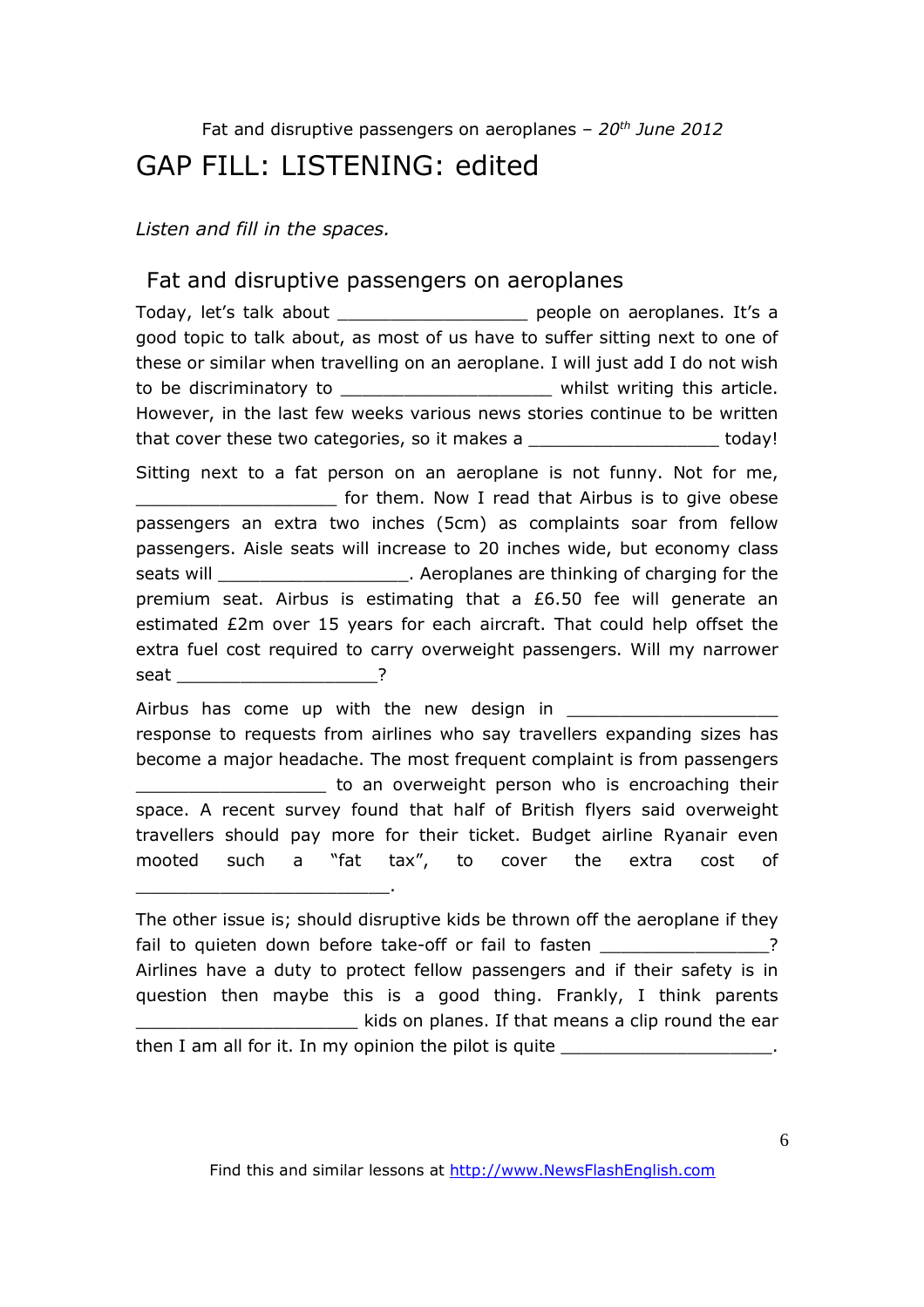Fat and disruptive passengers on aeroplanes – *20th June 2012*

# GAP FILL: LISTENING: edited

*Listen and fill in the spaces.*

## Fat and disruptive passengers on aeroplanes

Today, let's talk about __________________ people on aeroplanes. It's a good topic to talk about, as most of us have to suffer sitting next to one of these or similar when travelling on an aeroplane. I will just add I do not wish to be discriminatory to ____________________ whilst writing this article. However, in the last few weeks various news stories continue to be written that cover these two categories, so it makes a __________________ today!

Sitting next to a fat person on an aeroplane is not funny. Not for me, ___________________ for them. Now I read that Airbus is to give obese passengers an extra two inches (5cm) as complaints soar from fellow passengers. Aisle seats will increase to 20 inches wide, but economy class seats will __________________. Aeroplanes are thinking of charging for the premium seat. Airbus is estimating that a £6.50 fee will generate an estimated £2m over 15 years for each aircraft. That could help offset the extra fuel cost required to carry overweight passengers. Will my narrower seat ___________________?

Airbus has come up with the new design in ____________________ response to requests from airlines who say travellers expanding sizes has become a major headache. The most frequent complaint is from passengers __________________ to an overweight person who is encroaching their space. A recent survey found that half of British flyers said overweight travellers should pay more for their ticket. Budget airline Ryanair even mooted such a "fat tax", to cover the extra cost of ________________________.

The other issue is; should disruptive kids be thrown off the aeroplane if they fail to quieten down before take-off or fail to fasten ________________? Airlines have a duty to protect fellow passengers and if their safety is in question then maybe this is a good thing. Frankly, I think parents _____________________ kids on planes. If that means a clip round the ear then I am all for it. In my opinion the pilot is quite ____________________.

Find this and similar lessons at http://www.NewsFlashEnglish.com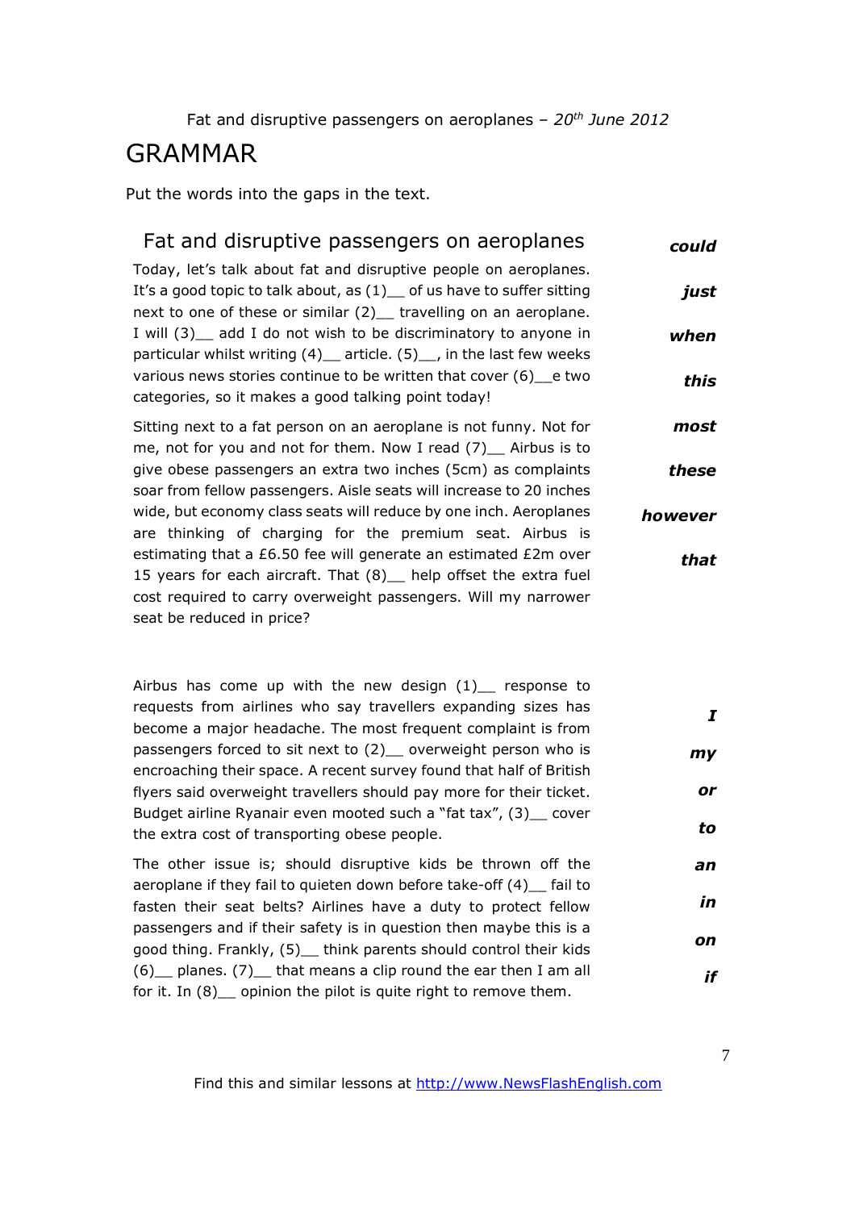Fat and disruptive passengers on aeroplanes – *20th June 2012*

# GRAMMAR

Put the words into the gaps in the text.

## Fat and disruptive passengers on aeroplanes

Today, let's talk about fat and disruptive people on aeroplanes. It's a good topic to talk about, as (1)__ of us have to suffer sitting next to one of these or similar (2)__ travelling on an aeroplane. I will (3)__ add I do not wish to be discriminatory to anyone in particular whilst writing (4)__ article. (5)__, in the last few weeks various news stories continue to be written that cover (6)__e two categories, so it makes a good talking point today!

Sitting next to a fat person on an aeroplane is not funny. Not for me, not for you and not for them. Now I read (7)__ Airbus is to give obese passengers an extra two inches (5cm) as complaints soar from fellow passengers. Aisle seats will increase to 20 inches wide, but economy class seats will reduce by one inch. Aeroplanes are thinking of charging for the premium seat. Airbus is estimating that a £6.50 fee will generate an estimated £2m over 15 years for each aircraft. That (8)__ help offset the extra fuel cost required to carry overweight passengers. Will my narrower seat be reduced in price?

***could***

***just***

***when***

***this***

***most***

***these***

***however***

***that***

Airbus has come up with the new design (1)__ response to requests from airlines who say travellers expanding sizes has become a major headache. The most frequent complaint is from passengers forced to sit next to (2)__ overweight person who is encroaching their space. A recent survey found that half of British flyers said overweight travellers should pay more for their ticket. Budget airline Ryanair even mooted such a "fat tax", (3)__ cover the extra cost of transporting obese people.

The other issue is; should disruptive kids be thrown off the aeroplane if they fail to quieten down before take-off (4)__ fail to fasten their seat belts? Airlines have a duty to protect fellow passengers and if their safety is in question then maybe this is a good thing. Frankly, (5)__ think parents should control their kids (6)__ planes. (7)__ that means a clip round the ear then I am all for it. In (8)__ opinion the pilot is quite right to remove them.

***I***

***my***

***or***

***to***

***an***

***in***

***on***

***if***

Find this and similar lessons at http://www.NewsFlashEnglish.com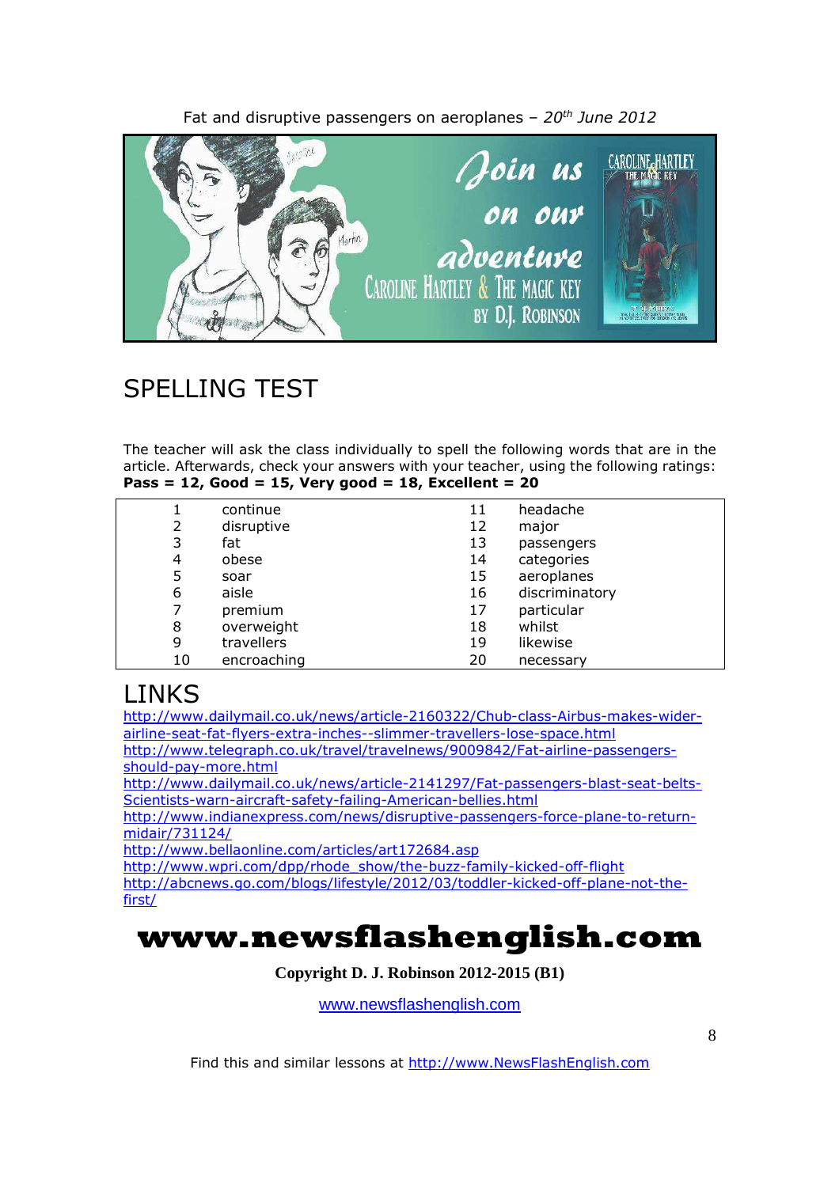# SPELLING TEST

The teacher will ask the class individually to spell the following words that are in the article. Afterwards, check your answers with your teacher, using the following ratings: **Pass = 12, Good = 15, Very good = 18, Excellent = 20**

| | | | |
|---|---|---|---|
| 1 | continue | 11 | headache |
| 2 | disruptive | 12 | major |
| 3 | fat | 13 | passengers |
| 4 | obese | 14 | categories |
| 5 | soar | 15 | aeroplanes |
| 6 | aisle | 16 | discriminatory |
| 7 | premium | 17 | particular |
| 8 | overweight | 18 | whilst |
| 9 | travellers | 19 | likewise |
| 10 | encroaching | 20 | necessary |

# LINKS

http://www.dailymail.co.uk/news/article-2160322/Chub-class-Airbus-makes-wider-airline-seat-fat-flyers-extra-inches--slimmer-travellers-lose-space.html
http://www.telegraph.co.uk/travel/travelnews/9009842/Fat-airline-passengers-should-pay-more.html
http://www.dailymail.co.uk/news/article-2141297/Fat-passengers-blast-seat-belts-Scientists-warn-aircraft-safety-failing-American-bellies.html
http://www.indianexpress.com/news/disruptive-passengers-force-plane-to-return-midair/731124/
http://www.bellaonline.com/articles/art172684.asp
http://www.wpri.com/dpp/rhode_show/the-buzz-family-kicked-off-flight
http://abcnews.go.com/blogs/lifestyle/2012/03/toddler-kicked-off-plane-not-the-first/

# www.newsflashenglish.com

**Copyright D. J. Robinson 2012-2015 (B1)**

www.newsflashenglish.com